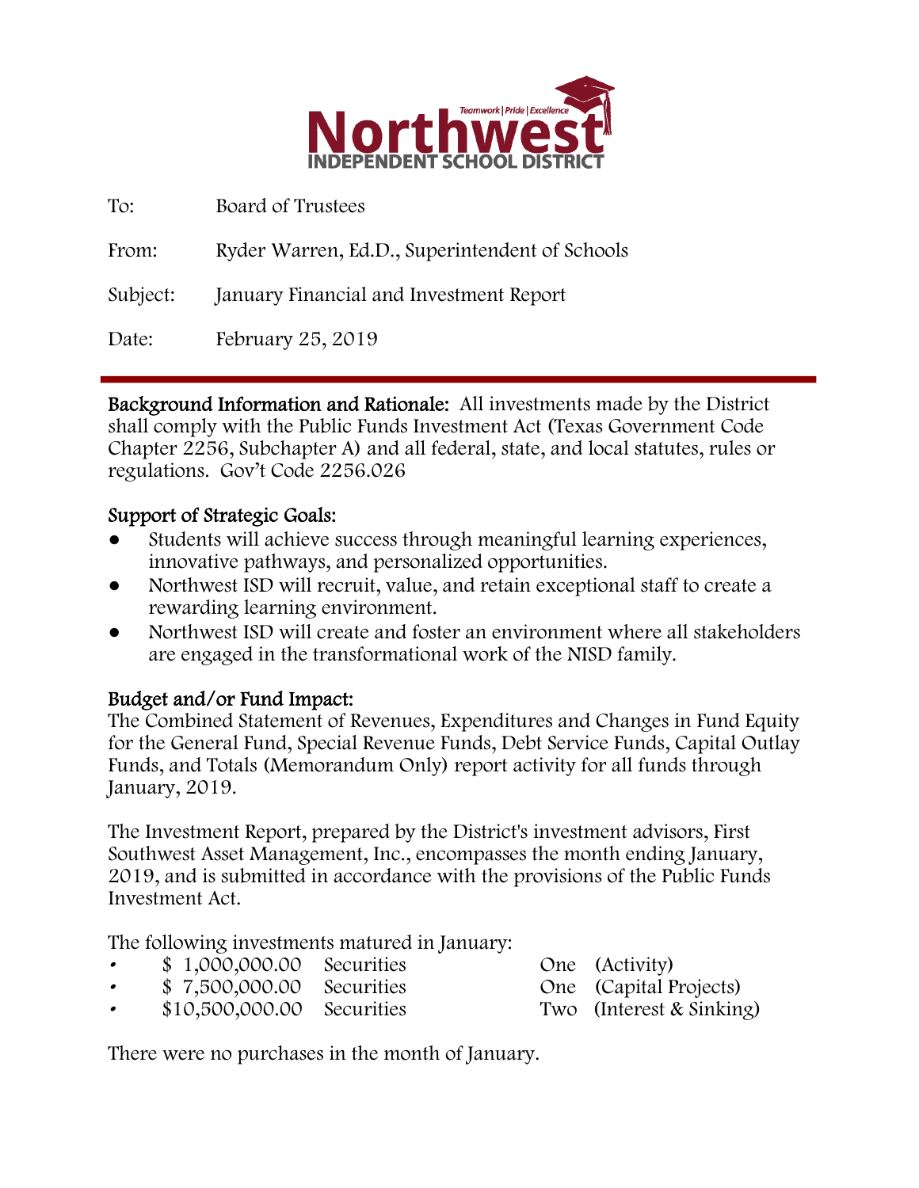# Northwest
## INDEPENDENT SCHOOL DISTRICT

Teamwork | Pride | Excellence

To: Board of Trustees

From: Ryder Warren, Ed.D., Superintendent of Schools

Subject: January Financial and Investment Report

Date: February 25, 2019

---

**Background Information and Rationale:** All investments made by the District shall comply with the Public Funds Investment Act (Texas Government Code Chapter 2256, Subchapter A) and all federal, state, and local statutes, rules or regulations. Gov't Code 2256.026

**Support of Strategic Goals:**

- Students will achieve success through meaningful learning experiences, innovative pathways, and personalized opportunities.
- Northwest ISD will recruit, value, and retain exceptional staff to create a rewarding learning environment.
- Northwest ISD will create and foster an environment where all stakeholders are engaged in the transformational work of the NISD family.

**Budget and/or Fund Impact:**
The Combined Statement of Revenues, Expenditures and Changes in Fund Equity for the General Fund, Special Revenue Funds, Debt Service Funds, Capital Outlay Funds, and Totals (Memorandum Only) report activity for all funds through January, 2019.

The Investment Report, prepared by the District's investment advisors, First Southwest Asset Management, Inc., encompasses the month ending January, 2019, and is submitted in accordance with the provisions of the Public Funds Investment Act.

The following investments matured in January:

- $ 1,000,000.00 Securities One (Activity)
- $ 7,500,000.00 Securities One (Capital Projects)
- $10,500,000.00 Securities Two (Interest & Sinking)

There were no purchases in the month of January.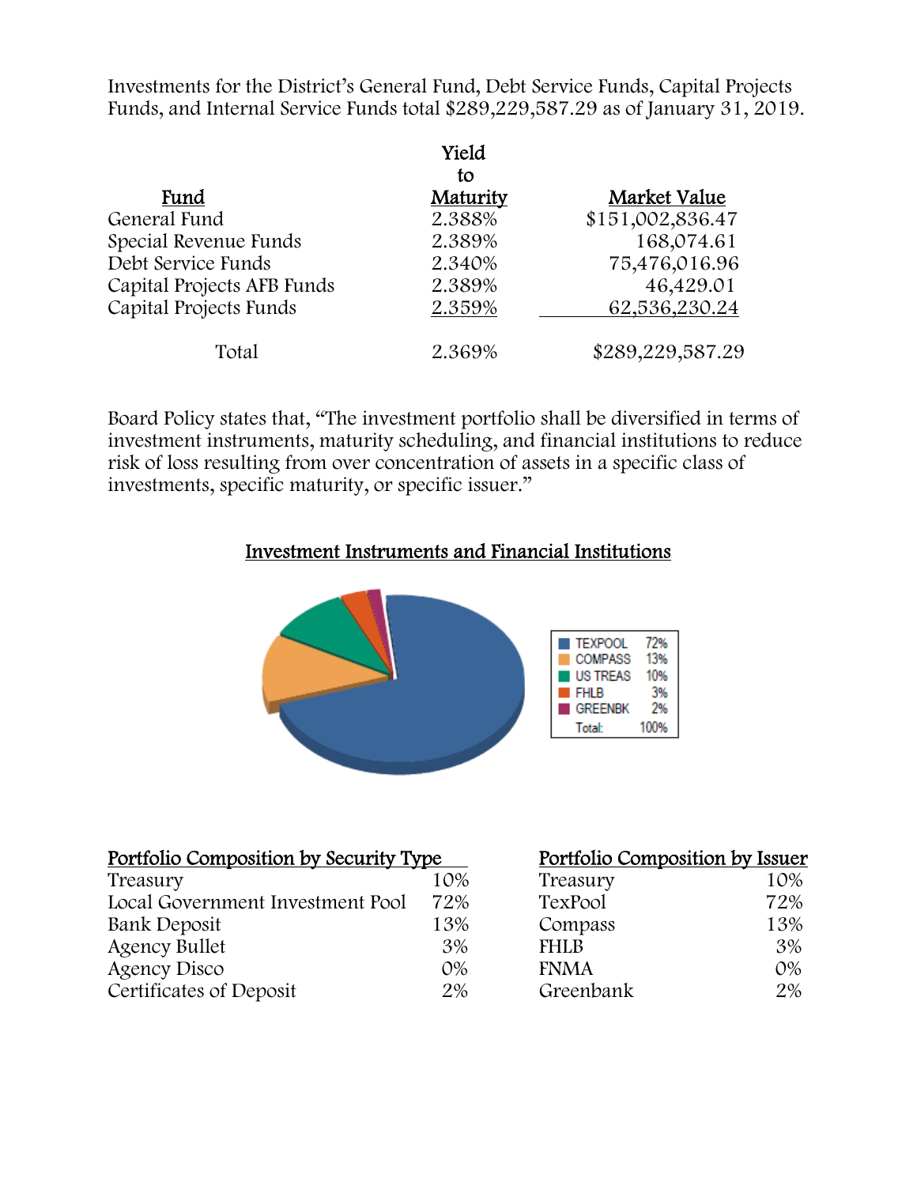Investments for the District's General Fund, Debt Service Funds, Capital Projects Funds, and Internal Service Funds total $289,229,587.29 as of January 31, 2019.

| Fund | Yield to Maturity | Market Value |
|---|---|---|
| General Fund | 2.388% | $151,002,836.47 |
| Special Revenue Funds | 2.389% | 168,074.61 |
| Debt Service Funds | 2.340% | 75,476,016.96 |
| Capital Projects AFB Funds | 2.389% | 46,429.01 |
| Capital Projects Funds | 2.359% | 62,536,230.24 |
| Total | 2.369% | $289,229,587.29 |

Board Policy states that, "The investment portfolio shall be diversified in terms of investment instruments, maturity scheduling, and financial institutions to reduce risk of loss resulting from over concentration of assets in a specific class of investments, specific maturity, or specific issuer."

**Investment Instruments and Financial Institutions**

| | |
|---|---|
| TEXPOOL | 72% |
| COMPASS | 13% |
| US TREAS | 10% |
| FHLB | 3% |
| GREENBK | 2% |
| Total: | 100% |

| Portfolio Composition by Security Type | |
|---|---|
| Treasury | 10% |
| Local Government Investment Pool | 72% |
| Bank Deposit | 13% |
| Agency Bullet | 3% |
| Agency Disco | 0% |
| Certificates of Deposit | 2% |

| Portfolio Composition by Issuer | |
|---|---|
| Treasury | 10% |
| TexPool | 72% |
| Compass | 13% |
| FHLB | 3% |
| FNMA | 0% |
| Greenbank | 2% |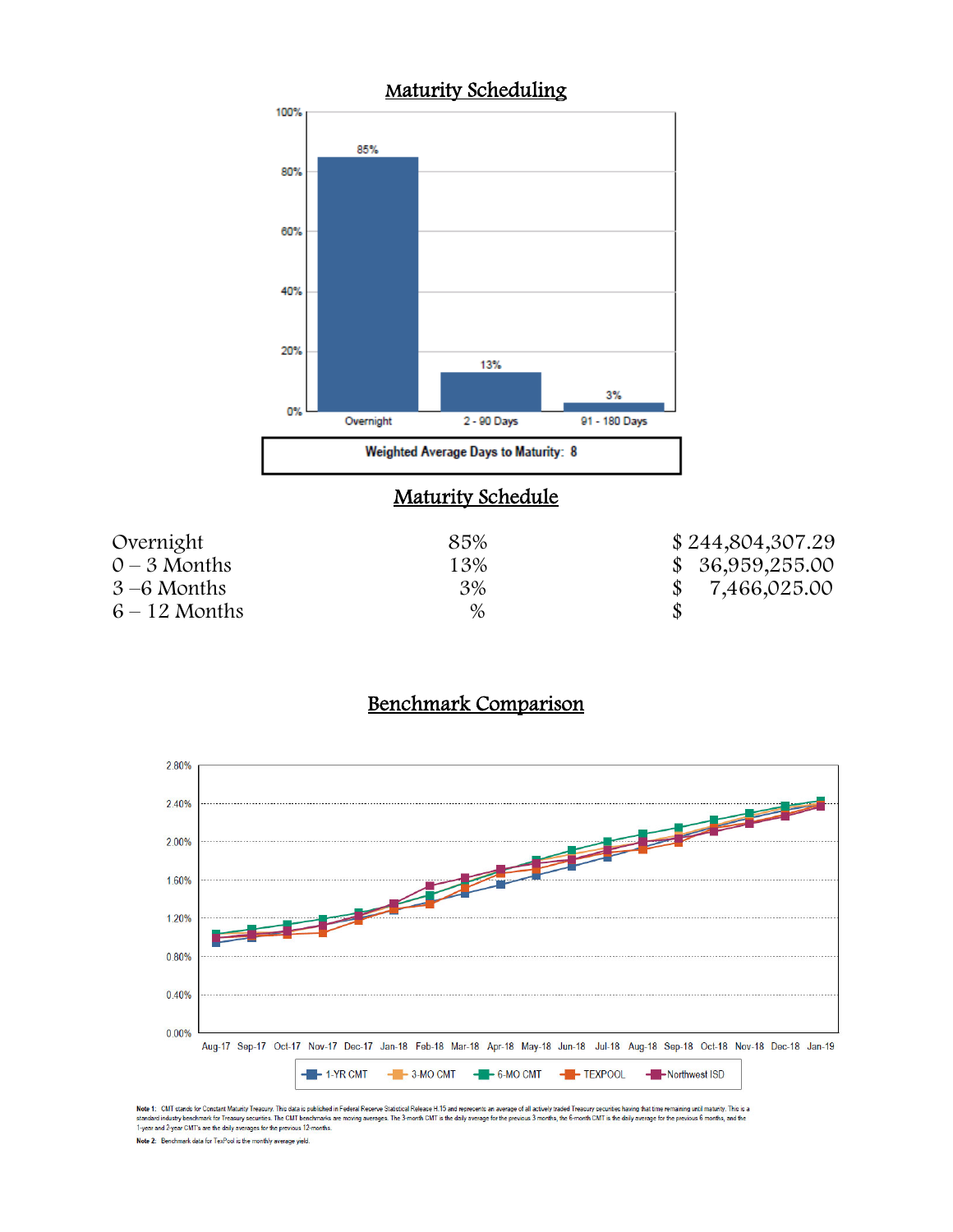## Maturity Scheduling

| | Overnight | 2 - 90 Days | 91 - 180 Days |
|---|---|---|---|
| | 85% | 13% | 3% |

**Weighted Average Days to Maturity: 8**

## Maturity Schedule

| | | |
|---|---|---|
| Overnight | 85% | $ 244,804,307.29 |
| 0 – 3 Months | 13% | $ 36,959,255.00 |
| 3 –6 Months | 3% | $ 7,466,025.00 |
| 6 – 12 Months | % | $ |

## Benchmark Comparison

Legend: 1-YR CMT, 3-MO CMT, 6-MO CMT, TEXPOOL, Northwest ISD

Months: Aug-17, Sep-17, Oct-17, Nov-17, Dec-17, Jan-18, Feb-18, Mar-18, Apr-18, May-18, Jun-18, Jul-18, Aug-18, Sep-18, Oct-18, Nov-18, Dec-18, Jan-19

Note 1: CMT stands for Constant Maturity Treasury. This data is published in Federal Reserve Statistical Release H.15 and represents an average of all actively traded Treasury securities having that time remaining until maturity. This is a standard industry benchmark for Treasury securities. The CMT benchmarks are moving averages. The 3-month CMT is the daily average for the previous 3 months, the 6-month CMT is the daily average for the previous 6 months, and the 1-year and 2-year CMT's are the daily averages for the previous 12-months.

Note 2: Benchmark data for TexPool is the monthly average yield.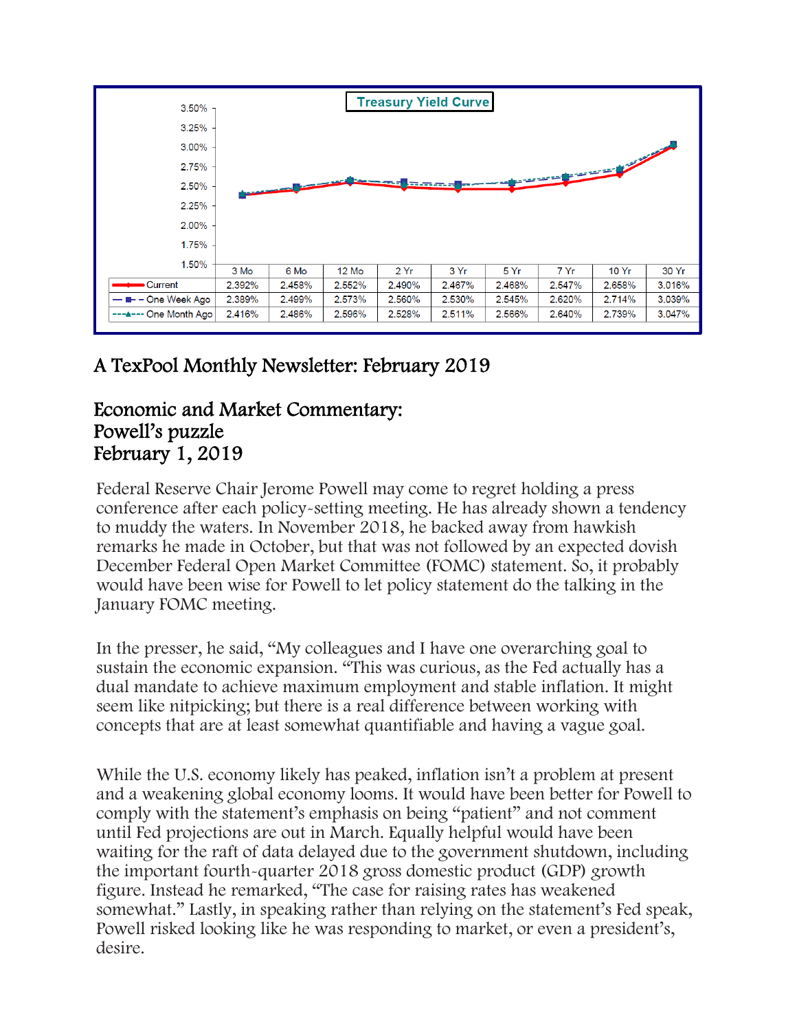**Treasury Yield Curve**

| | 3 Mo | 6 Mo | 12 Mo | 2 Yr | 3 Yr | 5 Yr | 7 Yr | 10 Yr | 30 Yr |
|---|---|---|---|---|---|---|---|---|---|
| Current | 2.392% | 2.458% | 2.552% | 2.490% | 2.467% | 2.468% | 2.547% | 2.658% | 3.016% |
| One Week Ago | 2.389% | 2.499% | 2.573% | 2.560% | 2.530% | 2.545% | 2.620% | 2.714% | 3.039% |
| One Month Ago | 2.416% | 2.486% | 2.596% | 2.528% | 2.511% | 2.566% | 2.640% | 2.739% | 3.047% |

# A TexPool Monthly Newsletter: February 2019

## Economic and Market Commentary:
## Powell's puzzle
## February 1, 2019

Federal Reserve Chair Jerome Powell may come to regret holding a press conference after each policy-setting meeting. He has already shown a tendency to muddy the waters. In November 2018, he backed away from hawkish remarks he made in October, but that was not followed by an expected dovish December Federal Open Market Committee (FOMC) statement. So, it probably would have been wise for Powell to let policy statement do the talking in the January FOMC meeting.

In the presser, he said, "My colleagues and I have one overarching goal to sustain the economic expansion. "This was curious, as the Fed actually has a dual mandate to achieve maximum employment and stable inflation. It might seem like nitpicking; but there is a real difference between working with concepts that are at least somewhat quantifiable and having a vague goal.

While the U.S. economy likely has peaked, inflation isn't a problem at present and a weakening global economy looms. It would have been better for Powell to comply with the statement's emphasis on being "patient" and not comment until Fed projections are out in March. Equally helpful would have been waiting for the raft of data delayed due to the government shutdown, including the important fourth-quarter 2018 gross domestic product (GDP) growth figure. Instead he remarked, "The case for raising rates has weakened somewhat." Lastly, in speaking rather than relying on the statement's Fed speak, Powell risked looking like he was responding to market, or even a president's, desire.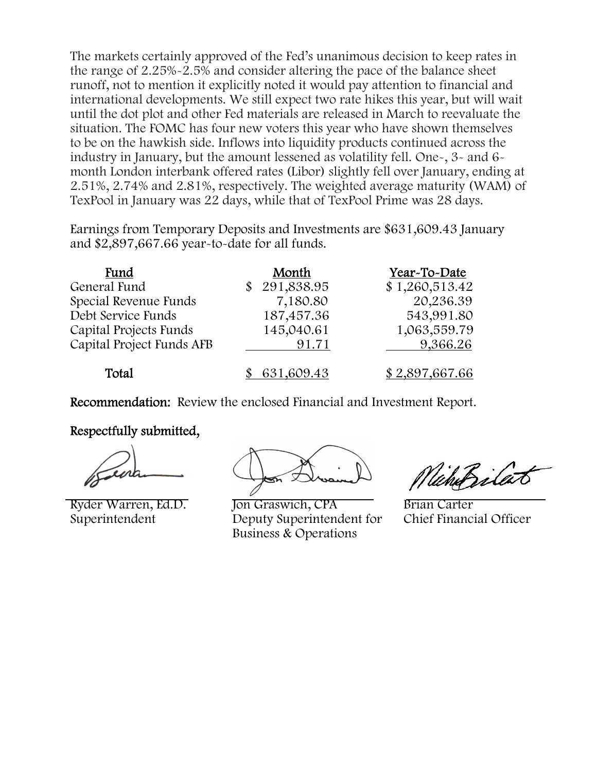The markets certainly approved of the Fed's unanimous decision to keep rates in the range of 2.25%-2.5% and consider altering the pace of the balance sheet runoff, not to mention it explicitly noted it would pay attention to financial and international developments. We still expect two rate hikes this year, but will wait until the dot plot and other Fed materials are released in March to reevaluate the situation. The FOMC has four new voters this year who have shown themselves to be on the hawkish side. Inflows into liquidity products continued across the industry in January, but the amount lessened as volatility fell. One-, 3- and 6-month London interbank offered rates (Libor) slightly fell over January, ending at 2.51%, 2.74% and 2.81%, respectively. The weighted average maturity (WAM) of TexPool in January was 22 days, while that of TexPool Prime was 28 days.

Earnings from Temporary Deposits and Investments are $631,609.43 January and $2,897,667.66 year-to-date for all funds.

| Fund | Month | Year-To-Date |
|---|---|---|
| General Fund | $ 291,838.95 | $ 1,260,513.42 |
| Special Revenue Funds | 7,180.80 | 20,236.39 |
| Debt Service Funds | 187,457.36 | 543,991.80 |
| Capital Projects Funds | 145,040.61 | 1,063,559.79 |
| Capital Project Funds AFB | 91.71 | 9,366.26 |
| **Total** | $ 631,609.43 | $ 2,897,667.66 |

**Recommendation:** Review the enclosed Financial and Investment Report.

**Respectfully submitted,**

Ryder Warren, Ed.D.
Superintendent

Jon Graswich, CPA
Deputy Superintendent for Business & Operations

Brian Carter
Chief Financial Officer